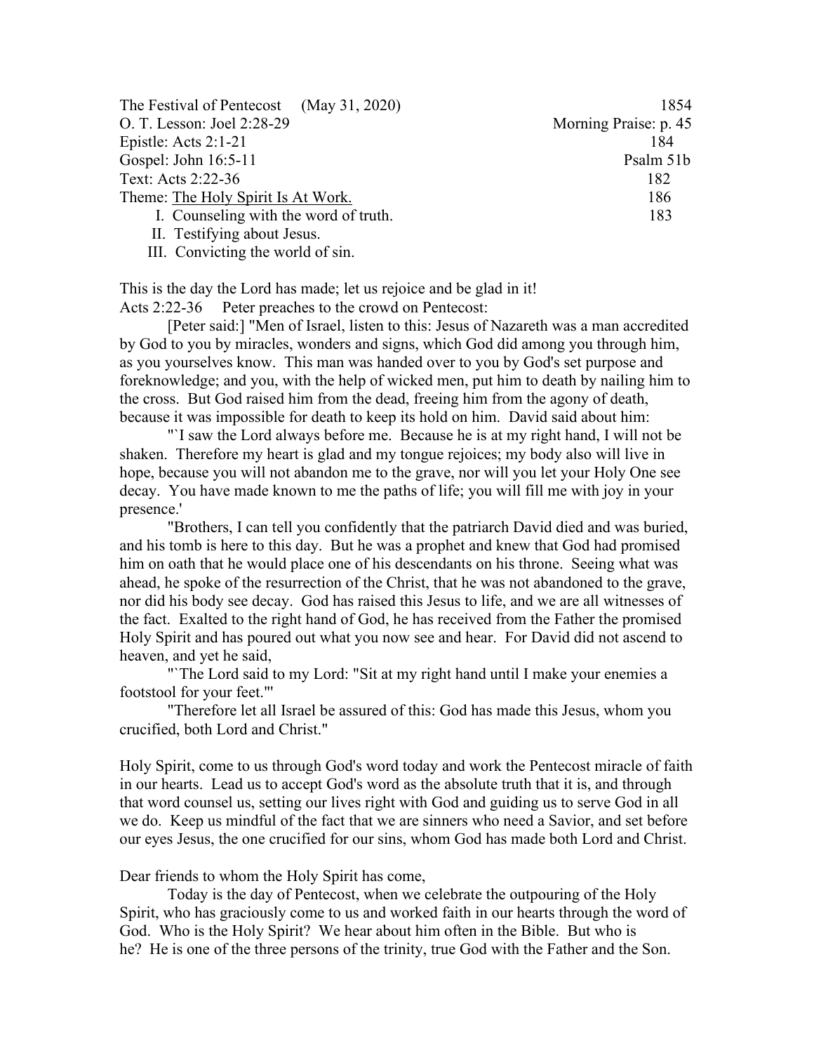| | |
|---|---|
| The Festival of Pentecost (May 31, 2020) | 1854 |
| O. T. Lesson: Joel 2:28-29 | Morning Praise: p. 45 |
| Epistle: Acts 2:1-21 | 184 |
| Gospel: John 16:5-11 | Psalm 51b |
| Text: Acts 2:22-36 | 182 |
| Theme: <u>The Holy Spirit Is At Work.</u> | 186 |
| I. Counseling with the word of truth. | 183 |
| II. Testifying about Jesus. | |
| III. Convicting the world of sin. | |

This is the day the Lord has made; let us rejoice and be glad in it!
Acts 2:22-36 Peter preaches to the crowd on Pentecost:

[Peter said:] "Men of Israel, listen to this: Jesus of Nazareth was a man accredited by God to you by miracles, wonders and signs, which God did among you through him, as you yourselves know. This man was handed over to you by God's set purpose and foreknowledge; and you, with the help of wicked men, put him to death by nailing him to the cross. But God raised him from the dead, freeing him from the agony of death, because it was impossible for death to keep its hold on him. David said about him:

"`I saw the Lord always before me. Because he is at my right hand, I will not be shaken. Therefore my heart is glad and my tongue rejoices; my body also will live in hope, because you will not abandon me to the grave, nor will you let your Holy One see decay. You have made known to me the paths of life; you will fill me with joy in your presence.'

"Brothers, I can tell you confidently that the patriarch David died and was buried, and his tomb is here to this day. But he was a prophet and knew that God had promised him on oath that he would place one of his descendants on his throne. Seeing what was ahead, he spoke of the resurrection of the Christ, that he was not abandoned to the grave, nor did his body see decay. God has raised this Jesus to life, and we are all witnesses of the fact. Exalted to the right hand of God, he has received from the Father the promised Holy Spirit and has poured out what you now see and hear. For David did not ascend to heaven, and yet he said,

"`The Lord said to my Lord: "Sit at my right hand until I make your enemies a footstool for your feet."'

"Therefore let all Israel be assured of this: God has made this Jesus, whom you crucified, both Lord and Christ."

Holy Spirit, come to us through God's word today and work the Pentecost miracle of faith in our hearts. Lead us to accept God's word as the absolute truth that it is, and through that word counsel us, setting our lives right with God and guiding us to serve God in all we do. Keep us mindful of the fact that we are sinners who need a Savior, and set before our eyes Jesus, the one crucified for our sins, whom God has made both Lord and Christ.

Dear friends to whom the Holy Spirit has come,

Today is the day of Pentecost, when we celebrate the outpouring of the Holy Spirit, who has graciously come to us and worked faith in our hearts through the word of God. Who is the Holy Spirit? We hear about him often in the Bible. But who is he? He is one of the three persons of the trinity, true God with the Father and the Son.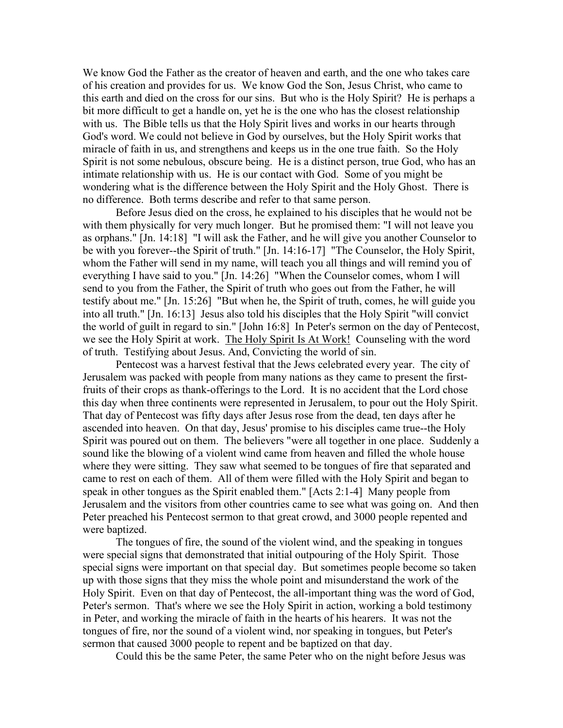We know God the Father as the creator of heaven and earth, and the one who takes care of his creation and provides for us. We know God the Son, Jesus Christ, who came to this earth and died on the cross for our sins. But who is the Holy Spirit? He is perhaps a bit more difficult to get a handle on, yet he is the one who has the closest relationship with us. The Bible tells us that the Holy Spirit lives and works in our hearts through God's word. We could not believe in God by ourselves, but the Holy Spirit works that miracle of faith in us, and strengthens and keeps us in the one true faith. So the Holy Spirit is not some nebulous, obscure being. He is a distinct person, true God, who has an intimate relationship with us. He is our contact with God. Some of you might be wondering what is the difference between the Holy Spirit and the Holy Ghost. There is no difference. Both terms describe and refer to that same person.

Before Jesus died on the cross, he explained to his disciples that he would not be with them physically for very much longer. But he promised them: "I will not leave you as orphans." [Jn. 14:18] "I will ask the Father, and he will give you another Counselor to be with you forever--the Spirit of truth." [Jn. 14:16-17] "The Counselor, the Holy Spirit, whom the Father will send in my name, will teach you all things and will remind you of everything I have said to you." [Jn. 14:26] "When the Counselor comes, whom I will send to you from the Father, the Spirit of truth who goes out from the Father, he will testify about me." [Jn. 15:26] "But when he, the Spirit of truth, comes, he will guide you into all truth." [Jn. 16:13] Jesus also told his disciples that the Holy Spirit "will convict the world of guilt in regard to sin." [John 16:8] In Peter's sermon on the day of Pentecost, we see the Holy Spirit at work. <u>The Holy Spirit Is At Work!</u> Counseling with the word of truth. Testifying about Jesus. And, Convicting the world of sin.

Pentecost was a harvest festival that the Jews celebrated every year. The city of Jerusalem was packed with people from many nations as they came to present the first-fruits of their crops as thank-offerings to the Lord. It is no accident that the Lord chose this day when three continents were represented in Jerusalem, to pour out the Holy Spirit. That day of Pentecost was fifty days after Jesus rose from the dead, ten days after he ascended into heaven. On that day, Jesus' promise to his disciples came true--the Holy Spirit was poured out on them. The believers "were all together in one place. Suddenly a sound like the blowing of a violent wind came from heaven and filled the whole house where they were sitting. They saw what seemed to be tongues of fire that separated and came to rest on each of them. All of them were filled with the Holy Spirit and began to speak in other tongues as the Spirit enabled them." [Acts 2:1-4] Many people from Jerusalem and the visitors from other countries came to see what was going on. And then Peter preached his Pentecost sermon to that great crowd, and 3000 people repented and were baptized.

The tongues of fire, the sound of the violent wind, and the speaking in tongues were special signs that demonstrated that initial outpouring of the Holy Spirit. Those special signs were important on that special day. But sometimes people become so taken up with those signs that they miss the whole point and misunderstand the work of the Holy Spirit. Even on that day of Pentecost, the all-important thing was the word of God, Peter's sermon. That's where we see the Holy Spirit in action, working a bold testimony in Peter, and working the miracle of faith in the hearts of his hearers. It was not the tongues of fire, nor the sound of a violent wind, nor speaking in tongues, but Peter's sermon that caused 3000 people to repent and be baptized on that day.

Could this be the same Peter, the same Peter who on the night before Jesus was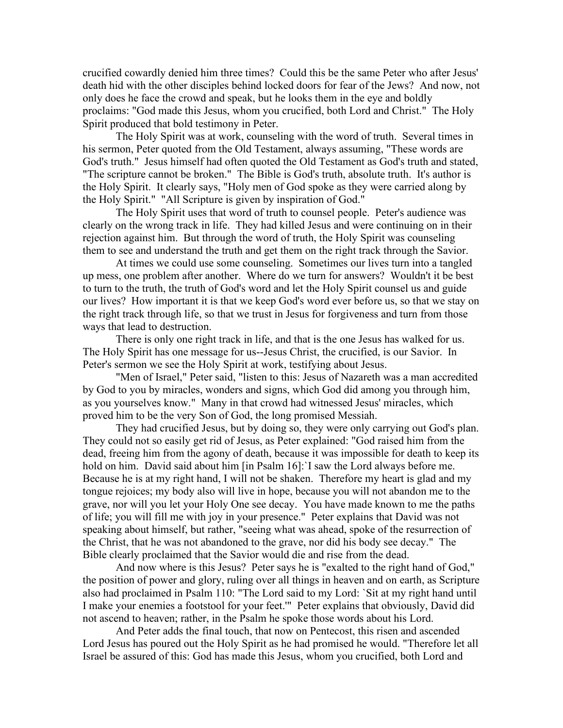crucified cowardly denied him three times? Could this be the same Peter who after Jesus' death hid with the other disciples behind locked doors for fear of the Jews? And now, not only does he face the crowd and speak, but he looks them in the eye and boldly proclaims: "God made this Jesus, whom you crucified, both Lord and Christ." The Holy Spirit produced that bold testimony in Peter.

The Holy Spirit was at work, counseling with the word of truth. Several times in his sermon, Peter quoted from the Old Testament, always assuming, "These words are God's truth." Jesus himself had often quoted the Old Testament as God's truth and stated, "The scripture cannot be broken." The Bible is God's truth, absolute truth. It's author is the Holy Spirit. It clearly says, "Holy men of God spoke as they were carried along by the Holy Spirit." "All Scripture is given by inspiration of God."

The Holy Spirit uses that word of truth to counsel people. Peter's audience was clearly on the wrong track in life. They had killed Jesus and were continuing on in their rejection against him. But through the word of truth, the Holy Spirit was counseling them to see and understand the truth and get them on the right track through the Savior.

At times we could use some counseling. Sometimes our lives turn into a tangled up mess, one problem after another. Where do we turn for answers? Wouldn't it be best to turn to the truth, the truth of God's word and let the Holy Spirit counsel us and guide our lives? How important it is that we keep God's word ever before us, so that we stay on the right track through life, so that we trust in Jesus for forgiveness and turn from those ways that lead to destruction.

There is only one right track in life, and that is the one Jesus has walked for us. The Holy Spirit has one message for us--Jesus Christ, the crucified, is our Savior. In Peter's sermon we see the Holy Spirit at work, testifying about Jesus.

"Men of Israel," Peter said, "listen to this: Jesus of Nazareth was a man accredited by God to you by miracles, wonders and signs, which God did among you through him, as you yourselves know." Many in that crowd had witnessed Jesus' miracles, which proved him to be the very Son of God, the long promised Messiah.

They had crucified Jesus, but by doing so, they were only carrying out God's plan. They could not so easily get rid of Jesus, as Peter explained: "God raised him from the dead, freeing him from the agony of death, because it was impossible for death to keep its hold on him. David said about him [in Psalm 16]:`I saw the Lord always before me. Because he is at my right hand, I will not be shaken. Therefore my heart is glad and my tongue rejoices; my body also will live in hope, because you will not abandon me to the grave, nor will you let your Holy One see decay. You have made known to me the paths of life; you will fill me with joy in your presence." Peter explains that David was not speaking about himself, but rather, "seeing what was ahead, spoke of the resurrection of the Christ, that he was not abandoned to the grave, nor did his body see decay." The Bible clearly proclaimed that the Savior would die and rise from the dead.

And now where is this Jesus? Peter says he is "exalted to the right hand of God," the position of power and glory, ruling over all things in heaven and on earth, as Scripture also had proclaimed in Psalm 110: "The Lord said to my Lord: `Sit at my right hand until I make your enemies a footstool for your feet.'" Peter explains that obviously, David did not ascend to heaven; rather, in the Psalm he spoke those words about his Lord.

And Peter adds the final touch, that now on Pentecost, this risen and ascended Lord Jesus has poured out the Holy Spirit as he had promised he would. "Therefore let all Israel be assured of this: God has made this Jesus, whom you crucified, both Lord and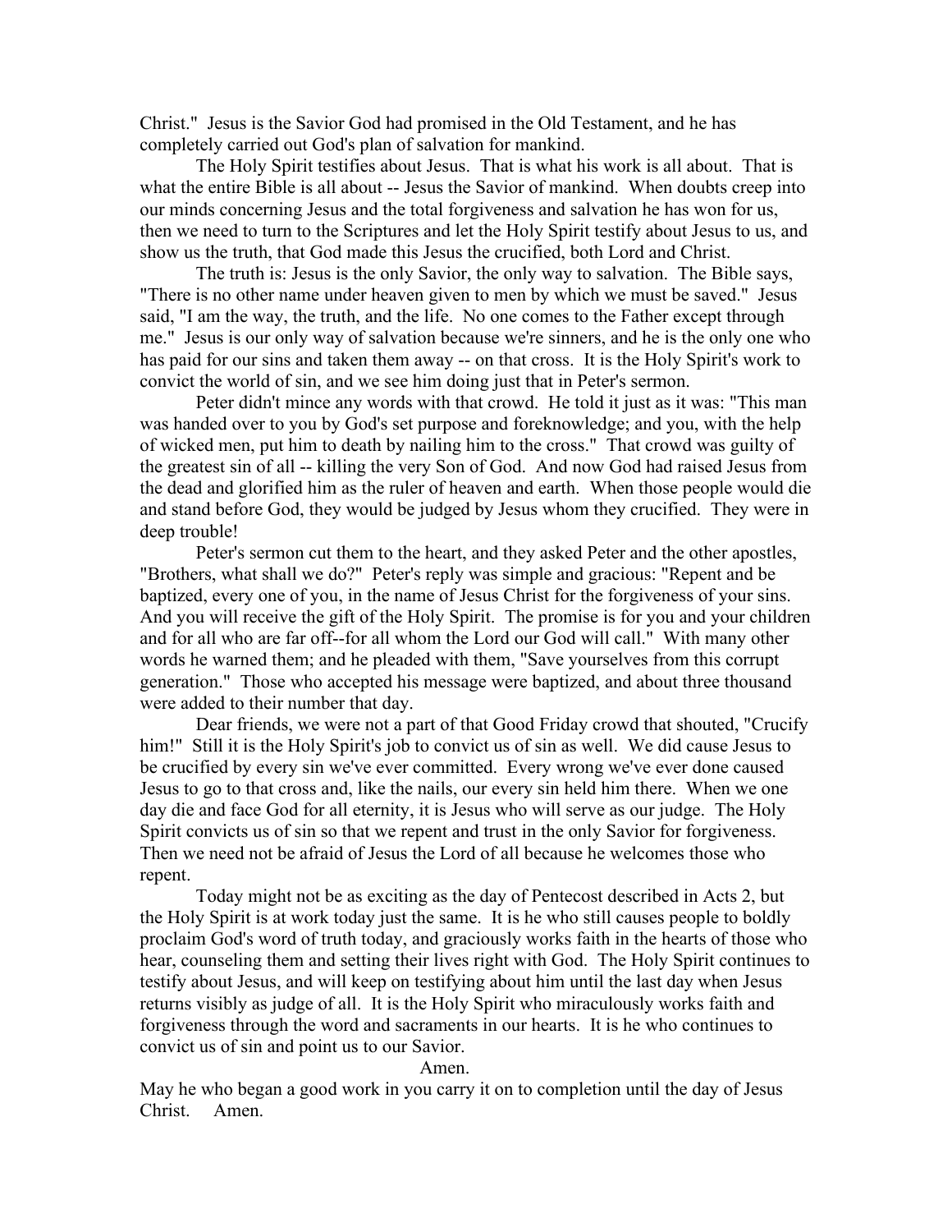Christ." Jesus is the Savior God had promised in the Old Testament, and he has completely carried out God's plan of salvation for mankind.

The Holy Spirit testifies about Jesus. That is what his work is all about. That is what the entire Bible is all about -- Jesus the Savior of mankind. When doubts creep into our minds concerning Jesus and the total forgiveness and salvation he has won for us, then we need to turn to the Scriptures and let the Holy Spirit testify about Jesus to us, and show us the truth, that God made this Jesus the crucified, both Lord and Christ.

The truth is: Jesus is the only Savior, the only way to salvation. The Bible says, "There is no other name under heaven given to men by which we must be saved." Jesus said, "I am the way, the truth, and the life. No one comes to the Father except through me." Jesus is our only way of salvation because we're sinners, and he is the only one who has paid for our sins and taken them away -- on that cross. It is the Holy Spirit's work to convict the world of sin, and we see him doing just that in Peter's sermon.

Peter didn't mince any words with that crowd. He told it just as it was: "This man was handed over to you by God's set purpose and foreknowledge; and you, with the help of wicked men, put him to death by nailing him to the cross." That crowd was guilty of the greatest sin of all -- killing the very Son of God. And now God had raised Jesus from the dead and glorified him as the ruler of heaven and earth. When those people would die and stand before God, they would be judged by Jesus whom they crucified. They were in deep trouble!

Peter's sermon cut them to the heart, and they asked Peter and the other apostles, "Brothers, what shall we do?" Peter's reply was simple and gracious: "Repent and be baptized, every one of you, in the name of Jesus Christ for the forgiveness of your sins. And you will receive the gift of the Holy Spirit. The promise is for you and your children and for all who are far off--for all whom the Lord our God will call." With many other words he warned them; and he pleaded with them, "Save yourselves from this corrupt generation." Those who accepted his message were baptized, and about three thousand were added to their number that day.

Dear friends, we were not a part of that Good Friday crowd that shouted, "Crucify him!" Still it is the Holy Spirit's job to convict us of sin as well. We did cause Jesus to be crucified by every sin we've ever committed. Every wrong we've ever done caused Jesus to go to that cross and, like the nails, our every sin held him there. When we one day die and face God for all eternity, it is Jesus who will serve as our judge. The Holy Spirit convicts us of sin so that we repent and trust in the only Savior for forgiveness. Then we need not be afraid of Jesus the Lord of all because he welcomes those who repent.

Today might not be as exciting as the day of Pentecost described in Acts 2, but the Holy Spirit is at work today just the same. It is he who still causes people to boldly proclaim God's word of truth today, and graciously works faith in the hearts of those who hear, counseling them and setting their lives right with God. The Holy Spirit continues to testify about Jesus, and will keep on testifying about him until the last day when Jesus returns visibly as judge of all. It is the Holy Spirit who miraculously works faith and forgiveness through the word and sacraments in our hearts. It is he who continues to convict us of sin and point us to our Savior.

Amen.

May he who began a good work in you carry it on to completion until the day of Jesus Christ. Amen.